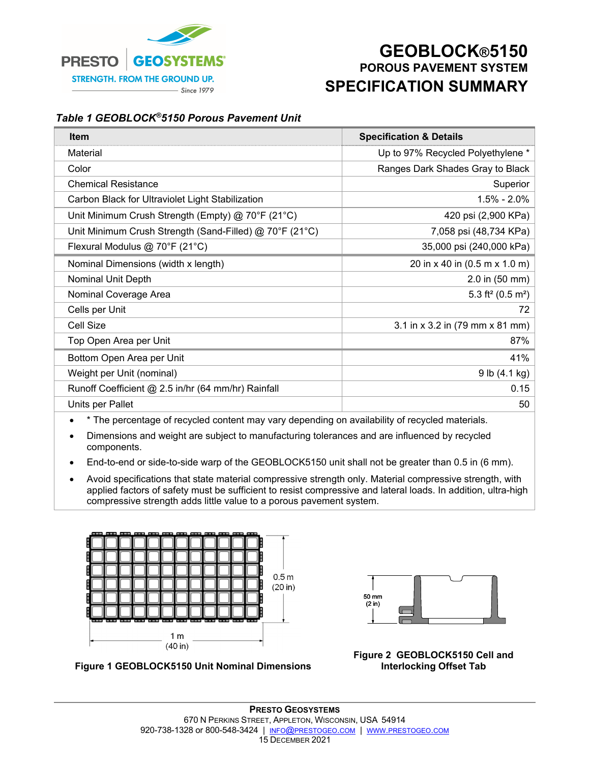PRESTO GEOSYSTEMS

STRENGTH. FROM THE GROUND UP.

Since 1979

# GEOBLOCK®5150

## POROUS PAVEMENT SYSTEM

## SPECIFICATION SUMMARY

***Table 1 GEOBLOCK®5150 Porous Pavement Unit***

| Item | Specification & Details |
|---|---|
| Material | Up to 97% Recycled Polyethylene * |
| Color | Ranges Dark Shades Gray to Black |
| Chemical Resistance | Superior |
| Carbon Black for Ultraviolet Light Stabilization | 1.5% - 2.0% |
| Unit Minimum Crush Strength (Empty) @ 70°F (21°C) | 420 psi (2,900 KPa) |
| Unit Minimum Crush Strength (Sand-Filled) @ 70°F (21°C) | 7,058 psi (48,734 KPa) |
| Flexural Modulus @ 70°F (21°C) | 35,000 psi (240,000 kPa) |
| Nominal Dimensions (width x length) | 20 in x 40 in (0.5 m x 1.0 m) |
| Nominal Unit Depth | 2.0 in (50 mm) |
| Nominal Coverage Area | 5.3 ft² (0.5 m²) |
| Cells per Unit | 72 |
| Cell Size | 3.1 in x 3.2 in (79 mm x 81 mm) |
| Top Open Area per Unit | 87% |
| Bottom Open Area per Unit | 41% |
| Weight per Unit (nominal) | 9 lb (4.1 kg) |
| Runoff Coefficient @ 2.5 in/hr (64 mm/hr) Rainfall | 0.15 |
| Units per Pallet | 50 |

- * The percentage of recycled content may vary depending on availability of recycled materials.
- Dimensions and weight are subject to manufacturing tolerances and are influenced by recycled components.
- End-to-end or side-to-side warp of the GEOBLOCK5150 unit shall not be greater than 0.5 in (6 mm).
- Avoid specifications that state material compressive strength only. Material compressive strength, with applied factors of safety must be sufficient to resist compressive and lateral loads. In addition, ultra-high compressive strength adds little value to a porous pavement system.

0.5 m (20 in)

1 m (40 in)

**Figure 1 GEOBLOCK5150 Unit Nominal Dimensions**

50 mm (2 in)

**Figure 2 GEOBLOCK5150 Cell and Interlocking Offset Tab**

PRESTO GEOSYSTEMS
670 N PERKINS STREET, APPLETON, WISCONSIN, USA 54914
920-738-1328 or 800-548-3424 | INFO@PRESTOGEO.COM | WWW.PRESTOGEO.COM
15 DECEMBER 2021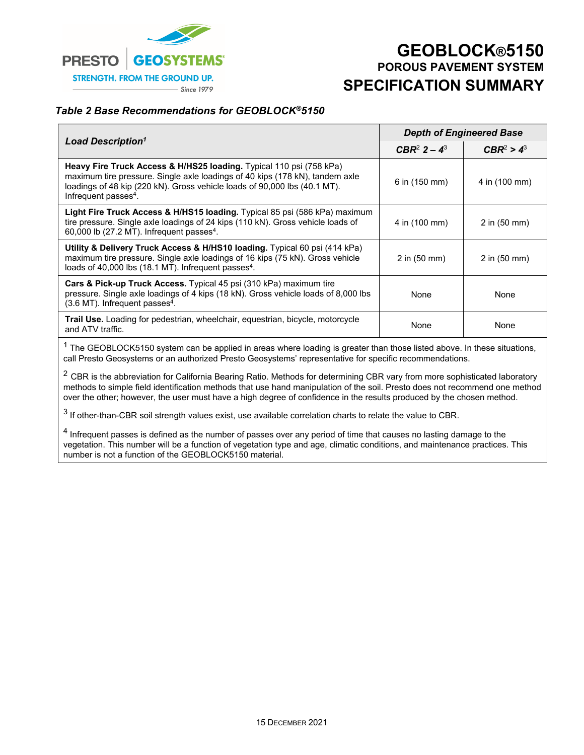# GEOBLOCK®5150

## POROUS PAVEMENT SYSTEM

## SPECIFICATION SUMMARY

***Table 2 Base Recommendations for GEOBLOCK®5150***

| *Load Description*[1] | *Depth of Engineered Base* | |
|---|---|---|
| | *CBR*[2] *2 – 4*[3] | *CBR*[2] *> 4*[3] |
| **Heavy Fire Truck Access & H/HS25 loading.** Typical 110 psi (758 kPa) maximum tire pressure. Single axle loadings of 40 kips (178 kN), tandem axle loadings of 48 kip (220 kN). Gross vehicle loads of 90,000 lbs (40.1 MT). Infrequent passes[4]. | 6 in (150 mm) | 4 in (100 mm) |
| **Light Fire Truck Access & H/HS15 loading.** Typical 85 psi (586 kPa) maximum tire pressure. Single axle loadings of 24 kips (110 kN). Gross vehicle loads of 60,000 lb (27.2 MT). Infrequent passes[4]. | 4 in (100 mm) | 2 in (50 mm) |
| **Utility & Delivery Truck Access & H/HS10 loading.** Typical 60 psi (414 kPa) maximum tire pressure. Single axle loadings of 16 kips (75 kN). Gross vehicle loads of 40,000 lbs (18.1 MT). Infrequent passes[4]. | 2 in (50 mm) | 2 in (50 mm) |
| **Cars & Pick-up Truck Access.** Typical 45 psi (310 kPa) maximum tire pressure. Single axle loadings of 4 kips (18 kN). Gross vehicle loads of 8,000 lbs (3.6 MT). Infrequent passes[4]. | None | None |
| **Trail Use.** Loading for pedestrian, wheelchair, equestrian, bicycle, motorcycle and ATV traffic. | None | None |

[1] The GEOBLOCK5150 system can be applied in areas where loading is greater than those listed above. In these situations, call Presto Geosystems or an authorized Presto Geosystems' representative for specific recommendations.

[2] CBR is the abbreviation for California Bearing Ratio. Methods for determining CBR vary from more sophisticated laboratory methods to simple field identification methods that use hand manipulation of the soil. Presto does not recommend one method over the other; however, the user must have a high degree of confidence in the results produced by the chosen method.

[3] If other-than-CBR soil strength values exist, use available correlation charts to relate the value to CBR.

[4] Infrequent passes is defined as the number of passes over any period of time that causes no lasting damage to the vegetation. This number will be a function of vegetation type and age, climatic conditions, and maintenance practices. This number is not a function of the GEOBLOCK5150 material.

15 December 2021